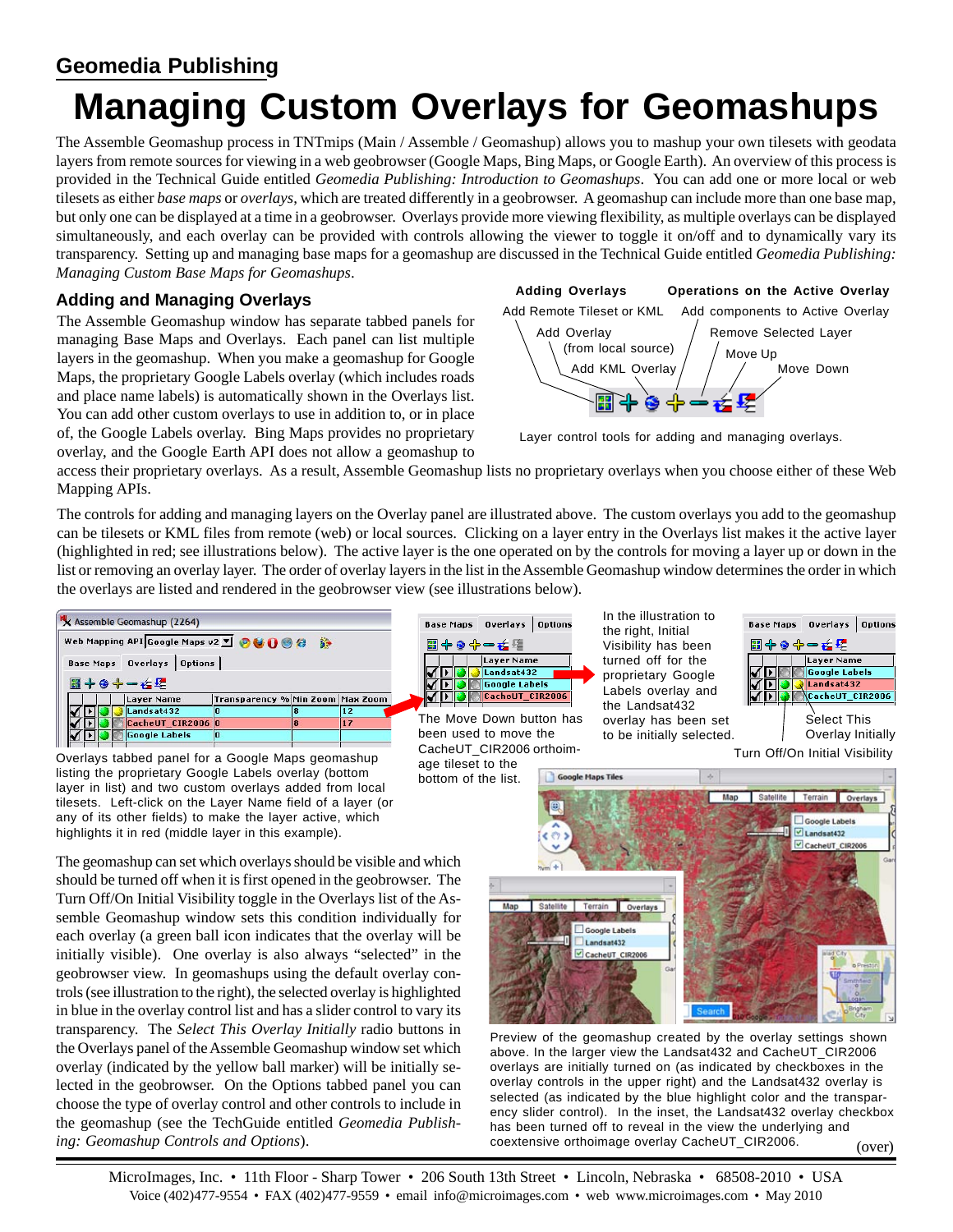## Geomedia Publishing

# Managing Custom Overlays for Geomashups

The Assemble Geomashup process in TNTmips (Main / Assemble / Geomashup) allows you to mashup your own tilesets with geodata layers from remote sources for viewing in a web geobrowser (Google Maps, Bing Maps, or Google Earth). An overview of this process is provided in the Technical Guide entitled *Geomedia Publishing: Introduction to Geomashups*. You can add one or more local or web tilesets as either *base maps* or *overlays*, which are treated differently in a geobrowser. A geomashup can include more than one base map, but only one can be displayed at a time in a geobrowser. Overlays provide more viewing flexibility, as multiple overlays can be displayed simultaneously, and each overlay can be provided with controls allowing the viewer to toggle it on/off and to dynamically vary its transparency. Setting up and managing base maps for a geomashup are discussed in the Technical Guide entitled *Geomedia Publishing: Managing Custom Base Maps for Geomashups*.

## Adding and Managing Overlays

The Assemble Geomashup window has separate tabbed panels for managing Base Maps and Overlays. Each panel can list multiple layers in the geomashup. When you make a geomashup for Google Maps, the proprietary Google Labels overlay (which includes roads and place name labels) is automatically shown in the Overlays list. You can add other custom overlays to use in addition to, or in place of, the Google Labels overlay. Bing Maps provides no proprietary overlay, and the Google Earth API does not allow a geomashup to access their proprietary overlays. As a result, Assemble Geomashup lists no proprietary overlays when you choose either of these Web Mapping APIs.

**Adding Overlays**: Add Remote Tileset or KML; Add Overlay (from local source); Add KML Overlay

**Operations on the Active Overlay**: Add components to Active Overlay; Remove Selected Layer; Move Up; Move Down

Layer control tools for adding and managing overlays.

The controls for adding and managing layers on the Overlay panel are illustrated above. The custom overlays you add to the geomashup can be tilesets or KML files from remote (web) or local sources. Clicking on a layer entry in the Overlays list makes it the active layer (highlighted in red; see illustrations below). The active layer is the one operated on by the controls for moving a layer up or down in the list or removing an overlay layer. The order of overlay layers in the list in the Assemble Geomashup window determines the order in which the overlays are listed and rendered in the geobrowser view (see illustrations below).

Overlays tabbed panel for a Google Maps geomashup listing the proprietary Google Labels overlay (bottom layer in list) and two custom overlays added from local tilesets. Left-click on the Layer Name field of a layer (or any of its other fields) to make the layer active, which highlights it in red (middle layer in this example).

The Move Down button has been used to move the CacheUT_CIR2006 orthoimage tileset to the bottom of the list.

In the illustration to the right, Initial Visibility has been turned off for the proprietary Google Labels overlay and the Landsat432 overlay has been set to be initially selected.

Select This Overlay Initially

Turn Off/On Initial Visibility

The geomashup can set which overlays should be visible and which should be turned off when it is first opened in the geobrowser. The Turn Off/On Initial Visibility toggle in the Overlays list of the Assemble Geomashup window sets this condition individually for each overlay (a green ball icon indicates that the overlay will be initially visible). One overlay is also always “selected” in the geobrowser view. In geomashups using the default overlay controls (see illustration to the right), the selected overlay is highlighted in blue in the overlay control list and has a slider control to vary its transparency. The *Select This Overlay Initially* radio buttons in the Overlays panel of the Assemble Geomashup window set which overlay (indicated by the yellow ball marker) will be initially selected in the geobrowser. On the Options tabbed panel you can choose the type of overlay control and other controls to include in the geomashup (see the TechGuide entitled *Geomedia Publishing: Geomashup Controls and Options*).

Preview of the geomashup created by the overlay settings shown above. In the larger view the Landsat432 and CacheUT_CIR2006 overlays are initially turned on (as indicated by checkboxes in the overlay controls in the upper right) and the Landsat432 overlay is selected (as indicated by the blue highlight color and the transparency slider control). In the inset, the Landsat432 overlay checkbox has been turned off to reveal in the view the underlying and coextensive orthoimage overlay CacheUT_CIR2006.

(over)

MicroImages, Inc. • 11th Floor - Sharp Tower • 206 South 13th Street • Lincoln, Nebraska • 68508-2010 • USA
Voice (402)477-9554 • FAX (402)477-9559 • email info@microimages.com • web www.microimages.com • May 2010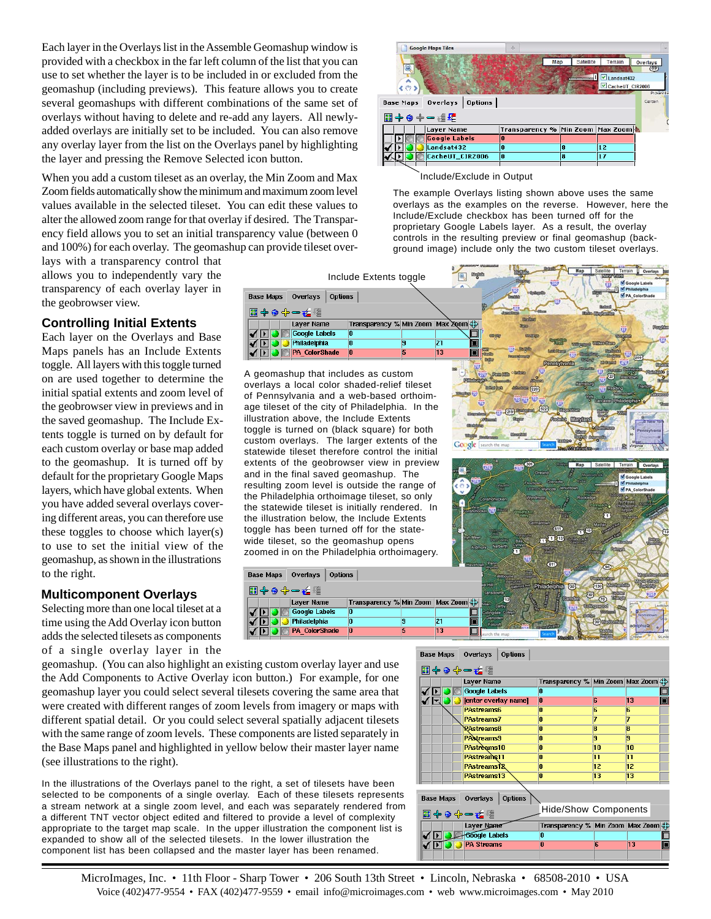Each layer in the Overlays list in the Assemble Geomashup window is provided with a checkbox in the far left column of the list that you can use to set whether the layer is to be included in or excluded from the geomashup (including previews). This feature allows you to create several geomashups with different combinations of the same set of overlays without having to delete and re-add any layers. All newly-added overlays are initially set to be included. You can also remove any overlay layer from the list on the Overlays panel by highlighting the layer and pressing the Remove Selected icon button.

When you add a custom tileset as an overlay, the Min Zoom and Max Zoom fields automatically show the minimum and maximum zoom level values available in the selected tileset. You can edit these values to alter the allowed zoom range for that overlay if desired. The Transparency field allows you to set an initial transparency value (between 0 and 100%) for each overlay. The geomashup can provide tileset overlays with a transparency control that allows you to independently vary the transparency of each overlay layer in the geobrowser view.

Include/Exclude in Output

The example Overlays listing shown above uses the same overlays as the examples on the reverse. However, here the Include/Exclude checkbox has been turned off for the proprietary Google Labels layer. As a result, the overlay controls in the resulting preview or final geomashup (background image) include only the two custom tileset overlays.

## Controlling Initial Extents

Each layer on the Overlays and Base Maps panels has an Include Extents toggle. All layers with this toggle turned on are used together to determine the initial spatial extents and zoom level of the geobrowser view in previews and in the saved geomashup. The Include Extents toggle is turned on by default for each custom overlay or base map added to the geomashup. It is turned off by default for the proprietary Google Maps layers, which have global extents. When you have added several overlays covering different areas, you can therefore use these toggles to choose which layer(s) to use to set the initial view of the geomashup, as shown in the illustrations to the right.

Include Extents toggle

A geomashup that includes as custom overlays a local color shaded-relief tileset of Pennsylvania and a web-based orthoimage tileset of the city of Philadelphia. In the illustration above, the Include Extents toggle is turned on (black square) for both custom overlays. The larger extents of the statewide tileset therefore control the initial extents of the geobrowser view in preview and in the final saved geomashup. The resulting zoom level is outside the range of the Philadelphia orthoimage tileset, so only the statewide tileset is initially rendered. In the illustration below, the Include Extents toggle has been turned off for the statewide tileset, so the geomashup opens zoomed in on the Philadelphia orthoimagery.

## Multicomponent Overlays

Selecting more than one local tileset at a time using the Add Overlay icon button adds the selected tilesets as components of a single overlay layer in the geomashup. (You can also highlight an existing custom overlay layer and use the Add Components to Active Overlay icon button.) For example, for one geomashup layer you could select several tilesets covering the same area that were created with different ranges of zoom levels from imagery or maps with different spatial detail. Or you could select several spatially adjacent tilesets with the same range of zoom levels. These components are listed separately in the Base Maps panel and highlighted in yellow below their master layer name (see illustrations to the right).

Hide/Show Components

In the illustrations of the Overlays panel to the right, a set of tilesets have been selected to be components of a single overlay. Each of these tilesets represents a stream network at a single zoom level, and each was separately rendered from a different TNT vector object edited and filtered to provide a level of complexity appropriate to the target map scale. In the upper illustration the component list is expanded to show all of the selected tilesets. In the lower illustration the component list has been collapsed and the master layer has been renamed.